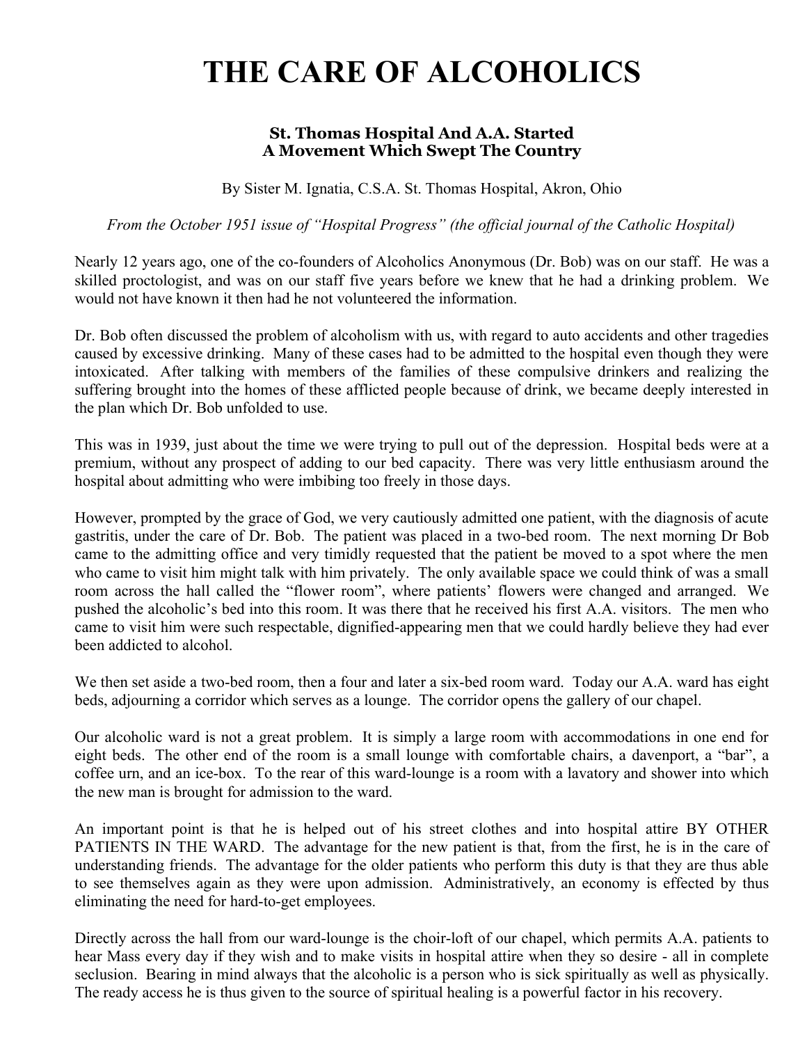# THE CARE OF ALCOHOLICS

### St. Thomas Hospital And A.A. Started A Movement Which Swept The Country

By Sister M. Ignatia, C.S.A. St. Thomas Hospital, Akron, Ohio

*From the October 1951 issue of "Hospital Progress" (the official journal of the Catholic Hospital)*

Nearly 12 years ago, one of the co-founders of Alcoholics Anonymous (Dr. Bob) was on our staff. He was a skilled proctologist, and was on our staff five years before we knew that he had a drinking problem. We would not have known it then had he not volunteered the information.

Dr. Bob often discussed the problem of alcoholism with us, with regard to auto accidents and other tragedies caused by excessive drinking. Many of these cases had to be admitted to the hospital even though they were intoxicated. After talking with members of the families of these compulsive drinkers and realizing the suffering brought into the homes of these afflicted people because of drink, we became deeply interested in the plan which Dr. Bob unfolded to use.

This was in 1939, just about the time we were trying to pull out of the depression. Hospital beds were at a premium, without any prospect of adding to our bed capacity. There was very little enthusiasm around the hospital about admitting who were imbibing too freely in those days.

However, prompted by the grace of God, we very cautiously admitted one patient, with the diagnosis of acute gastritis, under the care of Dr. Bob. The patient was placed in a two-bed room. The next morning Dr Bob came to the admitting office and very timidly requested that the patient be moved to a spot where the men who came to visit him might talk with him privately. The only available space we could think of was a small room across the hall called the "flower room", where patients' flowers were changed and arranged. We pushed the alcoholic's bed into this room. It was there that he received his first A.A. visitors. The men who came to visit him were such respectable, dignified-appearing men that we could hardly believe they had ever been addicted to alcohol.

We then set aside a two-bed room, then a four and later a six-bed room ward. Today our A.A. ward has eight beds, adjourning a corridor which serves as a lounge. The corridor opens the gallery of our chapel.

Our alcoholic ward is not a great problem. It is simply a large room with accommodations in one end for eight beds. The other end of the room is a small lounge with comfortable chairs, a davenport, a "bar", a coffee urn, and an ice-box. To the rear of this ward-lounge is a room with a lavatory and shower into which the new man is brought for admission to the ward.

An important point is that he is helped out of his street clothes and into hospital attire BY OTHER PATIENTS IN THE WARD. The advantage for the new patient is that, from the first, he is in the care of understanding friends. The advantage for the older patients who perform this duty is that they are thus able to see themselves again as they were upon admission. Administratively, an economy is effected by thus eliminating the need for hard-to-get employees.

Directly across the hall from our ward-lounge is the choir-loft of our chapel, which permits A.A. patients to hear Mass every day if they wish and to make visits in hospital attire when they so desire - all in complete seclusion. Bearing in mind always that the alcoholic is a person who is sick spiritually as well as physically. The ready access he is thus given to the source of spiritual healing is a powerful factor in his recovery.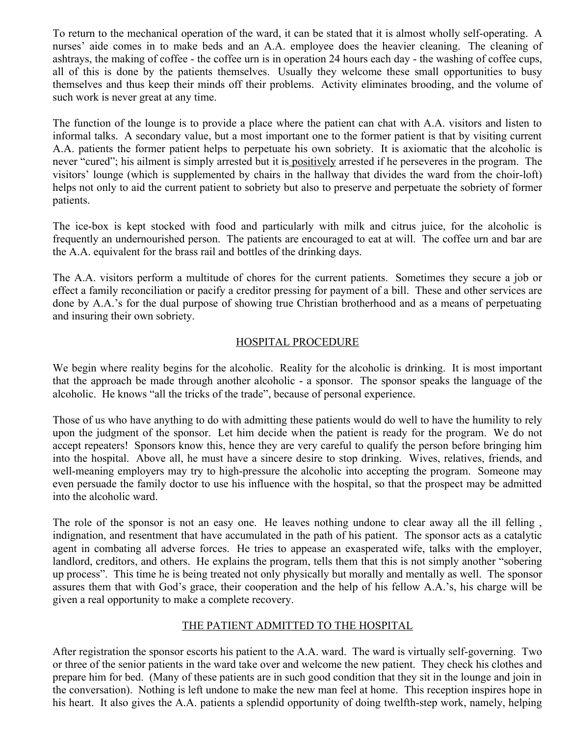To return to the mechanical operation of the ward, it can be stated that it is almost wholly self-operating. A nurses' aide comes in to make beds and an A.A. employee does the heavier cleaning. The cleaning of ashtrays, the making of coffee - the coffee urn is in operation 24 hours each day - the washing of coffee cups, all of this is done by the patients themselves. Usually they welcome these small opportunities to busy themselves and thus keep their minds off their problems. Activity eliminates brooding, and the volume of such work is never great at any time.

The function of the lounge is to provide a place where the patient can chat with A.A. visitors and listen to informal talks. A secondary value, but a most important one to the former patient is that by visiting current A.A. patients the former patient helps to perpetuate his own sobriety. It is axiomatic that the alcoholic is never "cured"; his ailment is simply arrested but it is positively arrested if he perseveres in the program. The visitors' lounge (which is supplemented by chairs in the hallway that divides the ward from the choir-loft) helps not only to aid the current patient to sobriety but also to preserve and perpetuate the sobriety of former patients.

The ice-box is kept stocked with food and particularly with milk and citrus juice, for the alcoholic is frequently an undernourished person. The patients are encouraged to eat at will. The coffee urn and bar are the A.A. equivalent for the brass rail and bottles of the drinking days.

The A.A. visitors perform a multitude of chores for the current patients. Sometimes they secure a job or effect a family reconciliation or pacify a creditor pressing for payment of a bill. These and other services are done by A.A.'s for the dual purpose of showing true Christian brotherhood and as a means of perpetuating and insuring their own sobriety.

## HOSPITAL PROCEDURE

We begin where reality begins for the alcoholic. Reality for the alcoholic is drinking. It is most important that the approach be made through another alcoholic - a sponsor. The sponsor speaks the language of the alcoholic. He knows "all the tricks of the trade", because of personal experience.

Those of us who have anything to do with admitting these patients would do well to have the humility to rely upon the judgment of the sponsor. Let him decide when the patient is ready for the program. We do not accept repeaters! Sponsors know this, hence they are very careful to qualify the person before bringing him into the hospital. Above all, he must have a sincere desire to stop drinking. Wives, relatives, friends, and well-meaning employers may try to high-pressure the alcoholic into accepting the program. Someone may even persuade the family doctor to use his influence with the hospital, so that the prospect may be admitted into the alcoholic ward.

The role of the sponsor is not an easy one. He leaves nothing undone to clear away all the ill felling , indignation, and resentment that have accumulated in the path of his patient. The sponsor acts as a catalytic agent in combating all adverse forces. He tries to appease an exasperated wife, talks with the employer, landlord, creditors, and others. He explains the program, tells them that this is not simply another "sobering up process". This time he is being treated not only physically but morally and mentally as well. The sponsor assures them that with God's grace, their cooperation and the help of his fellow A.A.'s, his charge will be given a real opportunity to make a complete recovery.

## THE PATIENT ADMITTED TO THE HOSPITAL

After registration the sponsor escorts his patient to the A.A. ward. The ward is virtually self-governing. Two or three of the senior patients in the ward take over and welcome the new patient. They check his clothes and prepare him for bed. (Many of these patients are in such good condition that they sit in the lounge and join in the conversation). Nothing is left undone to make the new man feel at home. This reception inspires hope in his heart. It also gives the A.A. patients a splendid opportunity of doing twelfth-step work, namely, helping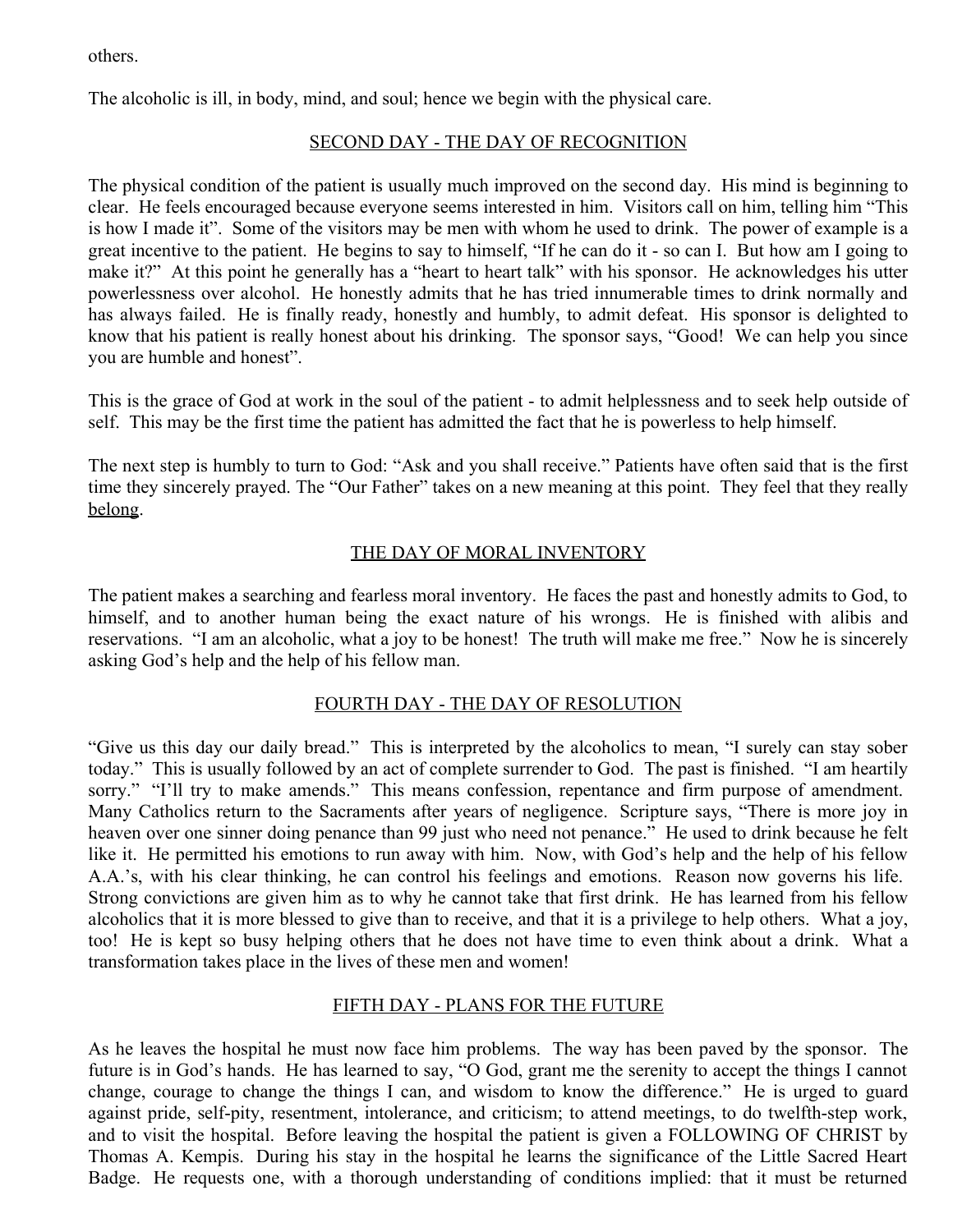others.

The alcoholic is ill, in body, mind, and soul; hence we begin with the physical care.

## SECOND DAY - THE DAY OF RECOGNITION

The physical condition of the patient is usually much improved on the second day. His mind is beginning to clear. He feels encouraged because everyone seems interested in him. Visitors call on him, telling him "This is how I made it". Some of the visitors may be men with whom he used to drink. The power of example is a great incentive to the patient. He begins to say to himself, "If he can do it - so can I. But how am I going to make it?" At this point he generally has a "heart to heart talk" with his sponsor. He acknowledges his utter powerlessness over alcohol. He honestly admits that he has tried innumerable times to drink normally and has always failed. He is finally ready, honestly and humbly, to admit defeat. His sponsor is delighted to know that his patient is really honest about his drinking. The sponsor says, "Good! We can help you since you are humble and honest".

This is the grace of God at work in the soul of the patient - to admit helplessness and to seek help outside of self. This may be the first time the patient has admitted the fact that he is powerless to help himself.

The next step is humbly to turn to God: "Ask and you shall receive." Patients have often said that is the first time they sincerely prayed. The "Our Father" takes on a new meaning at this point. They feel that they really <u>belong</u>.

## THE DAY OF MORAL INVENTORY

The patient makes a searching and fearless moral inventory. He faces the past and honestly admits to God, to himself, and to another human being the exact nature of his wrongs. He is finished with alibis and reservations. "I am an alcoholic, what a joy to be honest! The truth will make me free." Now he is sincerely asking God's help and the help of his fellow man.

## FOURTH DAY - THE DAY OF RESOLUTION

"Give us this day our daily bread." This is interpreted by the alcoholics to mean, "I surely can stay sober today." This is usually followed by an act of complete surrender to God. The past is finished. "I am heartily sorry." "I'll try to make amends." This means confession, repentance and firm purpose of amendment. Many Catholics return to the Sacraments after years of negligence. Scripture says, "There is more joy in heaven over one sinner doing penance than 99 just who need not penance." He used to drink because he felt like it. He permitted his emotions to run away with him. Now, with God's help and the help of his fellow A.A.'s, with his clear thinking, he can control his feelings and emotions. Reason now governs his life. Strong convictions are given him as to why he cannot take that first drink. He has learned from his fellow alcoholics that it is more blessed to give than to receive, and that it is a privilege to help others. What a joy, too! He is kept so busy helping others that he does not have time to even think about a drink. What a transformation takes place in the lives of these men and women!

## FIFTH DAY - PLANS FOR THE FUTURE

As he leaves the hospital he must now face him problems. The way has been paved by the sponsor. The future is in God's hands. He has learned to say, "O God, grant me the serenity to accept the things I cannot change, courage to change the things I can, and wisdom to know the difference." He is urged to guard against pride, self-pity, resentment, intolerance, and criticism; to attend meetings, to do twelfth-step work, and to visit the hospital. Before leaving the hospital the patient is given a FOLLOWING OF CHRIST by Thomas A. Kempis. During his stay in the hospital he learns the significance of the Little Sacred Heart Badge. He requests one, with a thorough understanding of conditions implied: that it must be returned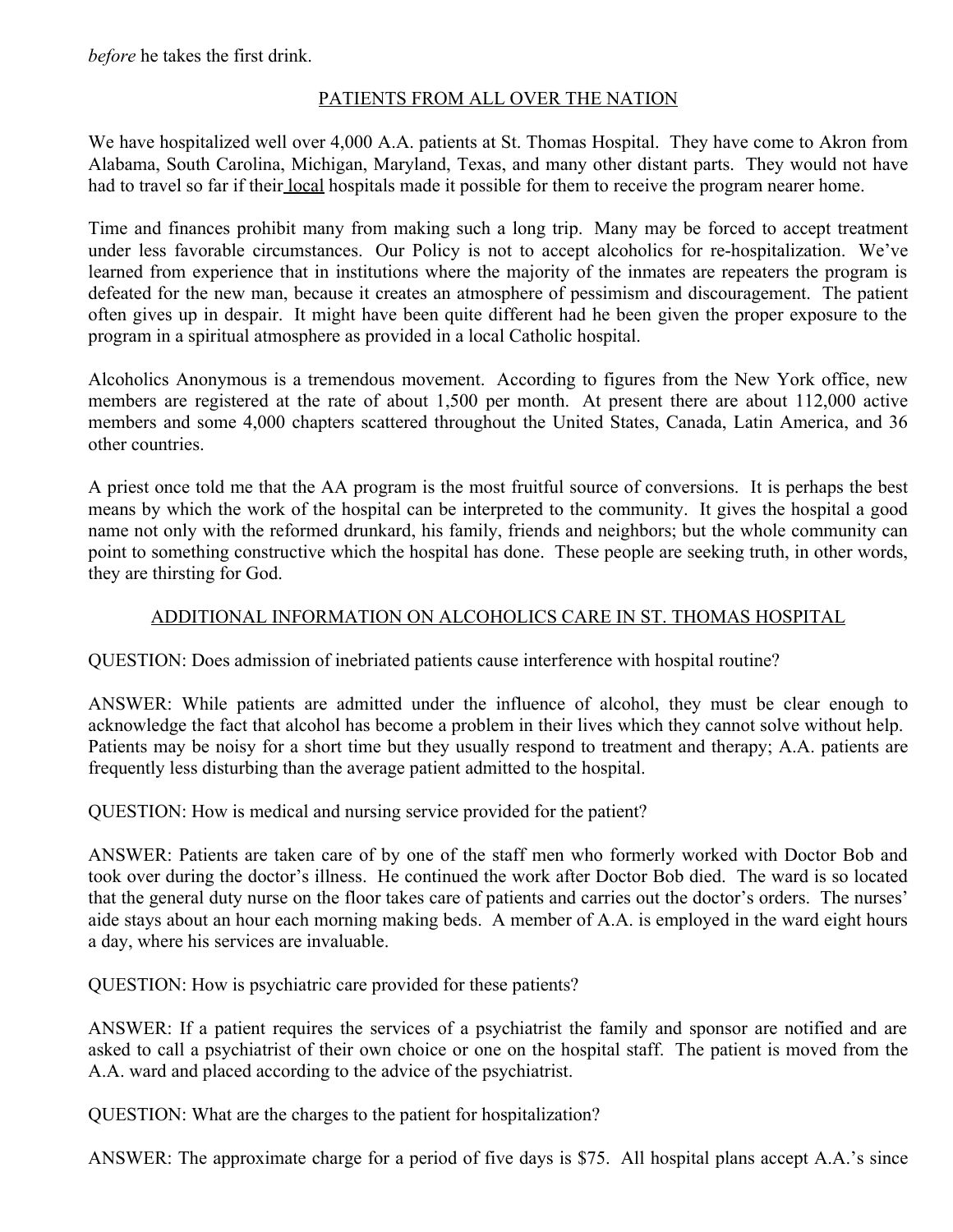*before* he takes the first drink.

## PATIENTS FROM ALL OVER THE NATION

We have hospitalized well over 4,000 A.A. patients at St. Thomas Hospital. They have come to Akron from Alabama, South Carolina, Michigan, Maryland, Texas, and many other distant parts. They would not have had to travel so far if their local hospitals made it possible for them to receive the program nearer home.

Time and finances prohibit many from making such a long trip. Many may be forced to accept treatment under less favorable circumstances. Our Policy is not to accept alcoholics for re-hospitalization. We've learned from experience that in institutions where the majority of the inmates are repeaters the program is defeated for the new man, because it creates an atmosphere of pessimism and discouragement. The patient often gives up in despair. It might have been quite different had he been given the proper exposure to the program in a spiritual atmosphere as provided in a local Catholic hospital.

Alcoholics Anonymous is a tremendous movement. According to figures from the New York office, new members are registered at the rate of about 1,500 per month. At present there are about 112,000 active members and some 4,000 chapters scattered throughout the United States, Canada, Latin America, and 36 other countries.

A priest once told me that the AA program is the most fruitful source of conversions. It is perhaps the best means by which the work of the hospital can be interpreted to the community. It gives the hospital a good name not only with the reformed drunkard, his family, friends and neighbors; but the whole community can point to something constructive which the hospital has done. These people are seeking truth, in other words, they are thirsting for God.

## ADDITIONAL INFORMATION ON ALCOHOLICS CARE IN ST. THOMAS HOSPITAL

QUESTION: Does admission of inebriated patients cause interference with hospital routine?

ANSWER: While patients are admitted under the influence of alcohol, they must be clear enough to acknowledge the fact that alcohol has become a problem in their lives which they cannot solve without help. Patients may be noisy for a short time but they usually respond to treatment and therapy; A.A. patients are frequently less disturbing than the average patient admitted to the hospital.

QUESTION: How is medical and nursing service provided for the patient?

ANSWER: Patients are taken care of by one of the staff men who formerly worked with Doctor Bob and took over during the doctor's illness. He continued the work after Doctor Bob died. The ward is so located that the general duty nurse on the floor takes care of patients and carries out the doctor's orders. The nurses' aide stays about an hour each morning making beds. A member of A.A. is employed in the ward eight hours a day, where his services are invaluable.

QUESTION: How is psychiatric care provided for these patients?

ANSWER: If a patient requires the services of a psychiatrist the family and sponsor are notified and are asked to call a psychiatrist of their own choice or one on the hospital staff. The patient is moved from the A.A. ward and placed according to the advice of the psychiatrist.

QUESTION: What are the charges to the patient for hospitalization?

ANSWER: The approximate charge for a period of five days is $75. All hospital plans accept A.A.'s since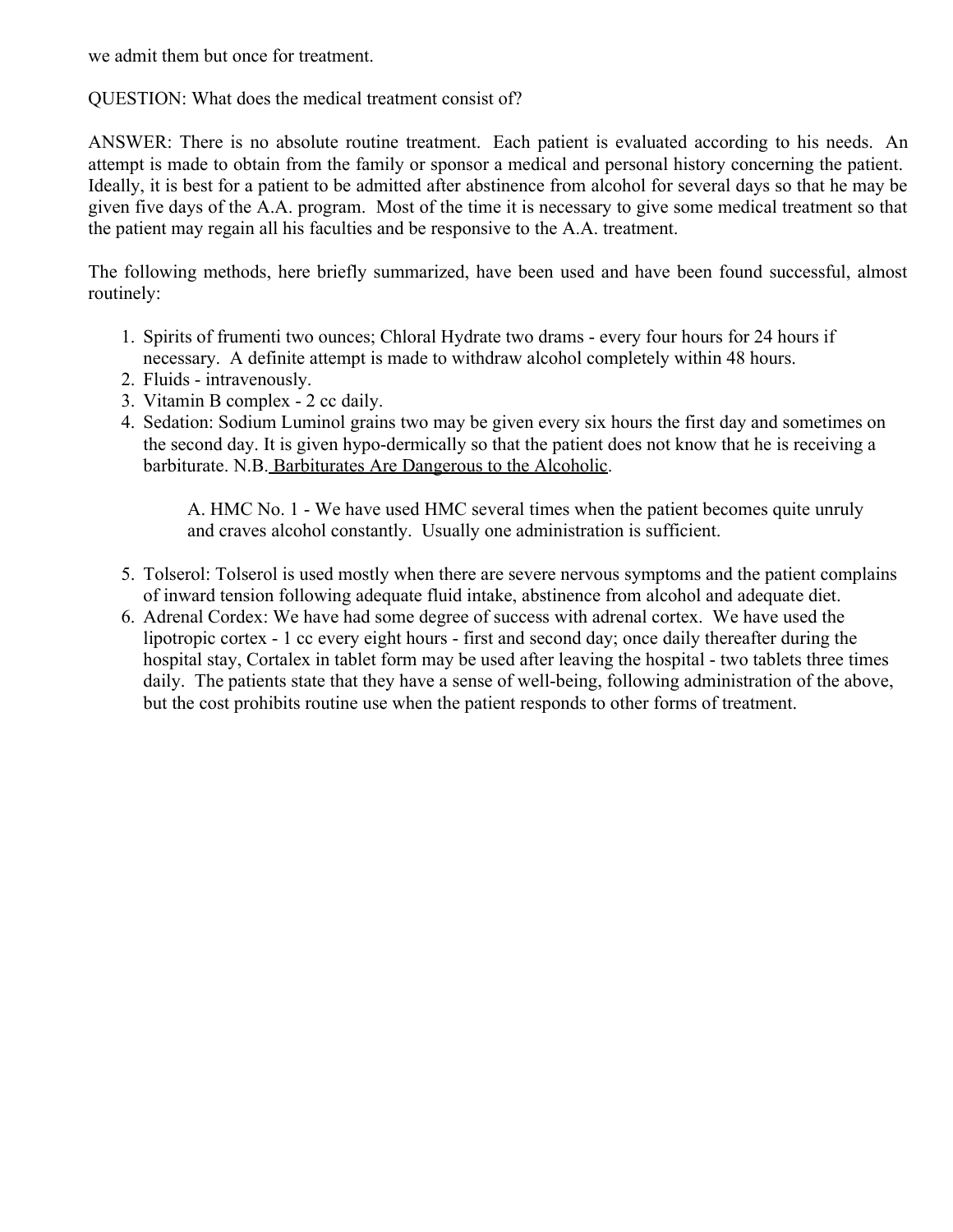we admit them but once for treatment.

QUESTION: What does the medical treatment consist of?

ANSWER: There is no absolute routine treatment. Each patient is evaluated according to his needs. An attempt is made to obtain from the family or sponsor a medical and personal history concerning the patient. Ideally, it is best for a patient to be admitted after abstinence from alcohol for several days so that he may be given five days of the A.A. program. Most of the time it is necessary to give some medical treatment so that the patient may regain all his faculties and be responsive to the A.A. treatment.

The following methods, here briefly summarized, have been used and have been found successful, almost routinely:

1. Spirits of frumenti two ounces; Chloral Hydrate two drams - every four hours for 24 hours if necessary. A definite attempt is made to withdraw alcohol completely within 48 hours.
2. Fluids - intravenously.
3. Vitamin B complex - 2 cc daily.
4. Sedation: Sodium Luminol grains two may be given every six hours the first day and sometimes on the second day. It is given hypo-dermically so that the patient does not know that he is receiving a barbiturate. N.B. <u>Barbiturates Are Dangerous to the Alcoholic</u>.

   A. HMC No. 1 - We have used HMC several times when the patient becomes quite unruly and craves alcohol constantly. Usually one administration is sufficient.

5. Tolserol: Tolserol is used mostly when there are severe nervous symptoms and the patient complains of inward tension following adequate fluid intake, abstinence from alcohol and adequate diet.
6. Adrenal Cordex: We have had some degree of success with adrenal cortex. We have used the lipotropic cortex - 1 cc every eight hours - first and second day; once daily thereafter during the hospital stay, Cortalex in tablet form may be used after leaving the hospital - two tablets three times daily. The patients state that they have a sense of well-being, following administration of the above, but the cost prohibits routine use when the patient responds to other forms of treatment.